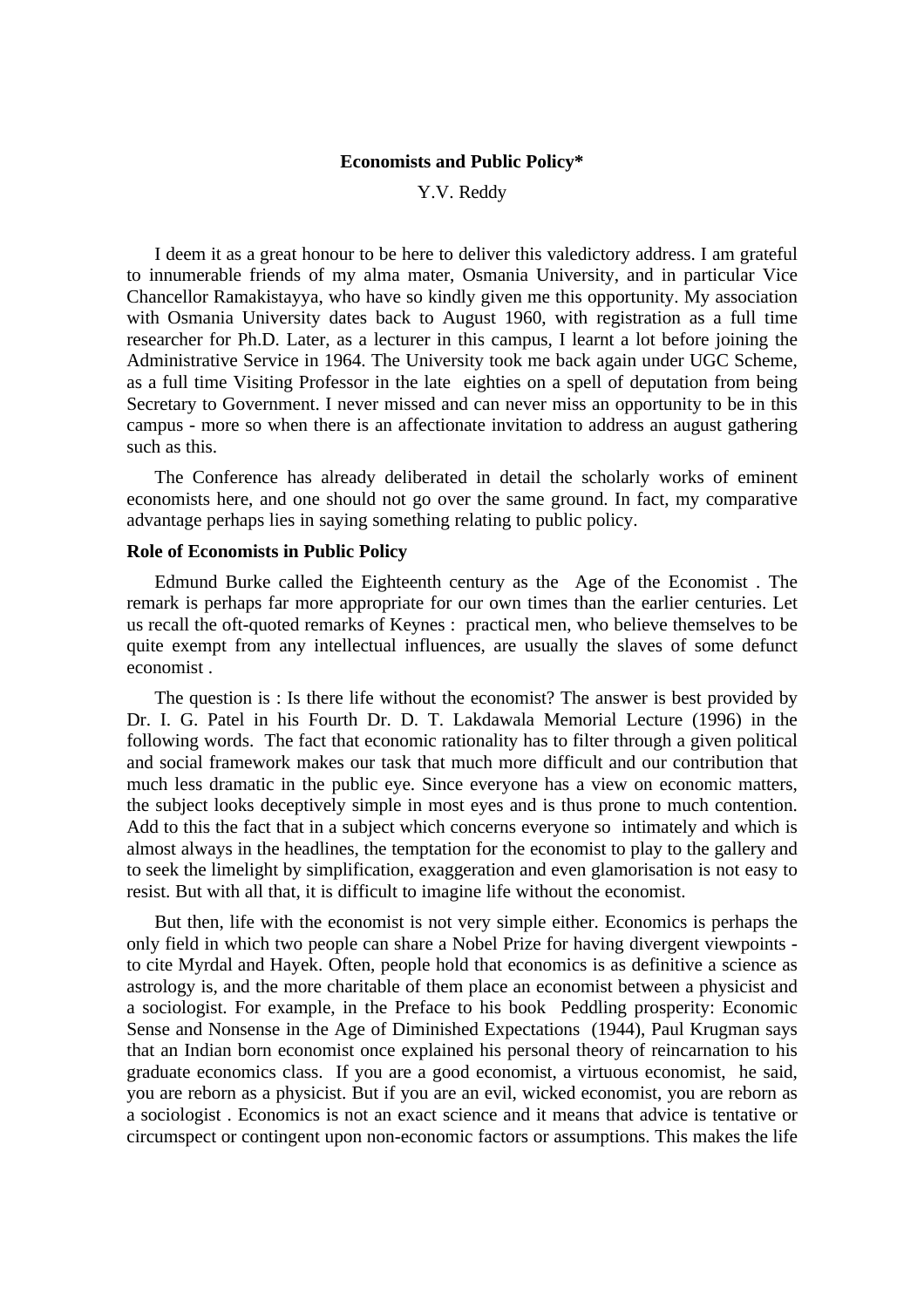# Economists and Public Policy*

Y.V. Reddy

I deem it as a great honour to be here to deliver this valedictory address. I am grateful to innumerable friends of my alma mater, Osmania University, and in particular Vice Chancellor Ramakistayya, who have so kindly given me this opportunity. My association with Osmania University dates back to August 1960, with registration as a full time researcher for Ph.D. Later, as a lecturer in this campus, I learnt a lot before joining the Administrative Service in 1964. The University took me back again under UGC Scheme, as a full time Visiting Professor in the late eighties on a spell of deputation from being Secretary to Government. I never missed and can never miss an opportunity to be in this campus - more so when there is an affectionate invitation to address an august gathering such as this.

The Conference has already deliberated in detail the scholarly works of eminent economists here, and one should not go over the same ground. In fact, my comparative advantage perhaps lies in saying something relating to public policy.

## Role of Economists in Public Policy

Edmund Burke called the Eighteenth century as the Age of the Economist . The remark is perhaps far more appropriate for our own times than the earlier centuries. Let us recall the oft-quoted remarks of Keynes : practical men, who believe themselves to be quite exempt from any intellectual influences, are usually the slaves of some defunct economist .

The question is : Is there life without the economist? The answer is best provided by Dr. I. G. Patel in his Fourth Dr. D. T. Lakdawala Memorial Lecture (1996) in the following words. The fact that economic rationality has to filter through a given political and social framework makes our task that much more difficult and our contribution that much less dramatic in the public eye. Since everyone has a view on economic matters, the subject looks deceptively simple in most eyes and is thus prone to much contention. Add to this the fact that in a subject which concerns everyone so intimately and which is almost always in the headlines, the temptation for the economist to play to the gallery and to seek the limelight by simplification, exaggeration and even glamorisation is not easy to resist. But with all that, it is difficult to imagine life without the economist.

But then, life with the economist is not very simple either. Economics is perhaps the only field in which two people can share a Nobel Prize for having divergent viewpoints - to cite Myrdal and Hayek. Often, people hold that economics is as definitive a science as astrology is, and the more charitable of them place an economist between a physicist and a sociologist. For example, in the Preface to his book Peddling prosperity: Economic Sense and Nonsense in the Age of Diminished Expectations (1944), Paul Krugman says that an Indian born economist once explained his personal theory of reincarnation to his graduate economics class. If you are a good economist, a virtuous economist, he said, you are reborn as a physicist. But if you are an evil, wicked economist, you are reborn as a sociologist . Economics is not an exact science and it means that advice is tentative or circumspect or contingent upon non-economic factors or assumptions. This makes the life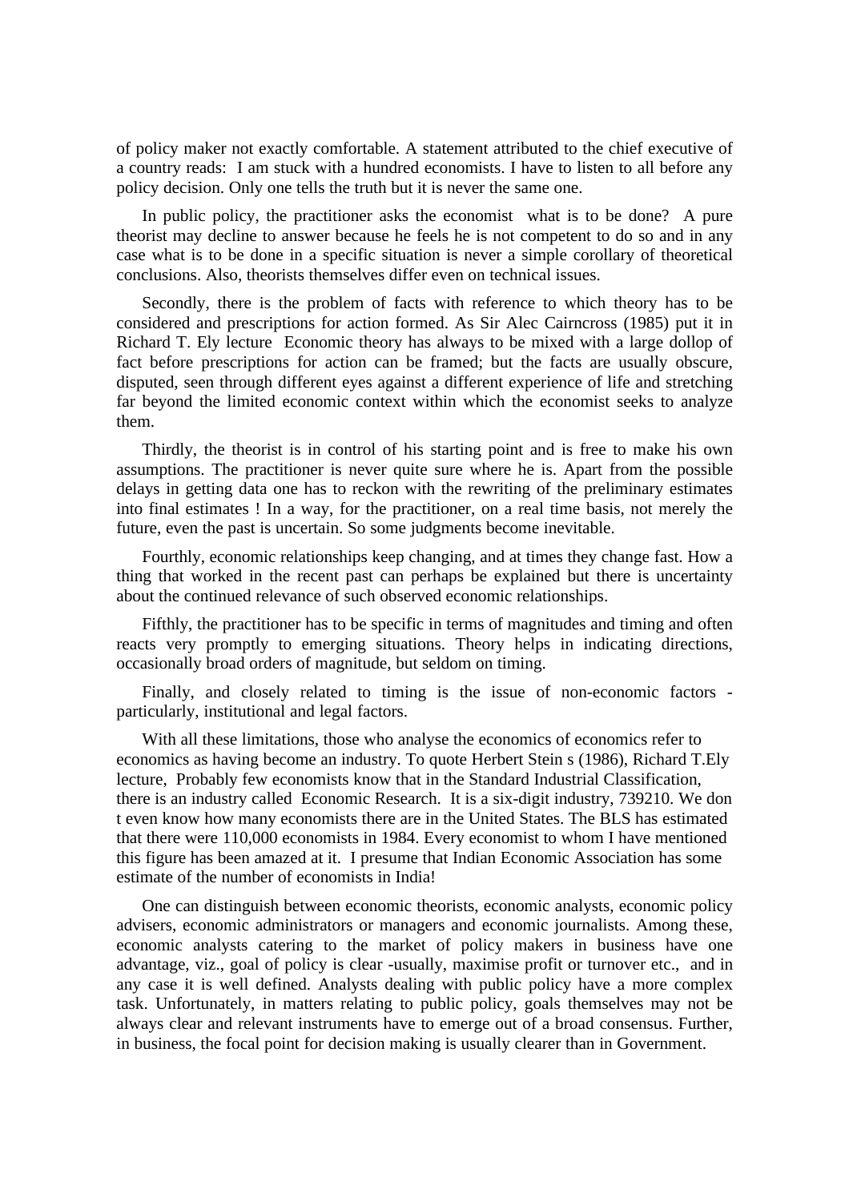of policy maker not exactly comfortable. A statement attributed to the chief executive of a country reads:  I am stuck with a hundred economists. I have to listen to all before any policy decision. Only one tells the truth but it is never the same one.

In public policy, the practitioner asks the economist  what is to be done?  A pure theorist may decline to answer because he feels he is not competent to do so and in any case what is to be done in a specific situation is never a simple corollary of theoretical conclusions. Also, theorists themselves differ even on technical issues.

Secondly, there is the problem of facts with reference to which theory has to be considered and prescriptions for action formed. As Sir Alec Cairncross (1985) put it in Richard T. Ely lecture  Economic theory has always to be mixed with a large dollop of fact before prescriptions for action can be framed; but the facts are usually obscure, disputed, seen through different eyes against a different experience of life and stretching far beyond the limited economic context within which the economist seeks to analyze them.

Thirdly, the theorist is in control of his starting point and is free to make his own assumptions. The practitioner is never quite sure where he is. Apart from the possible delays in getting data one has to reckon with the rewriting of the preliminary estimates into final estimates ! In a way, for the practitioner, on a real time basis, not merely the future, even the past is uncertain. So some judgments become inevitable.

Fourthly, economic relationships keep changing, and at times they change fast. How a thing that worked in the recent past can perhaps be explained but there is uncertainty about the continued relevance of such observed economic relationships.

Fifthly, the practitioner has to be specific in terms of magnitudes and timing and often reacts very promptly to emerging situations. Theory helps in indicating directions, occasionally broad orders of magnitude, but seldom on timing.

Finally, and closely related to timing is the issue of non-economic factors - particularly, institutional and legal factors.

With all these limitations, those who analyse the economics of economics refer to economics as having become an industry. To quote Herbert Stein s (1986), Richard T.Ely lecture,  Probably few economists know that in the Standard Industrial Classification, there is an industry called  Economic Research.  It is a six-digit industry, 739210. We don t even know how many economists there are in the United States. The BLS has estimated that there were 110,000 economists in 1984. Every economist to whom I have mentioned this figure has been amazed at it.  I presume that Indian Economic Association has some estimate of the number of economists in India!

One can distinguish between economic theorists, economic analysts, economic policy advisers, economic administrators or managers and economic journalists. Among these, economic analysts catering to the market of policy makers in business have one advantage, viz., goal of policy is clear -usually, maximise profit or turnover etc.,  and in any case it is well defined. Analysts dealing with public policy have a more complex task. Unfortunately, in matters relating to public policy, goals themselves may not be always clear and relevant instruments have to emerge out of a broad consensus. Further, in business, the focal point for decision making is usually clearer than in Government.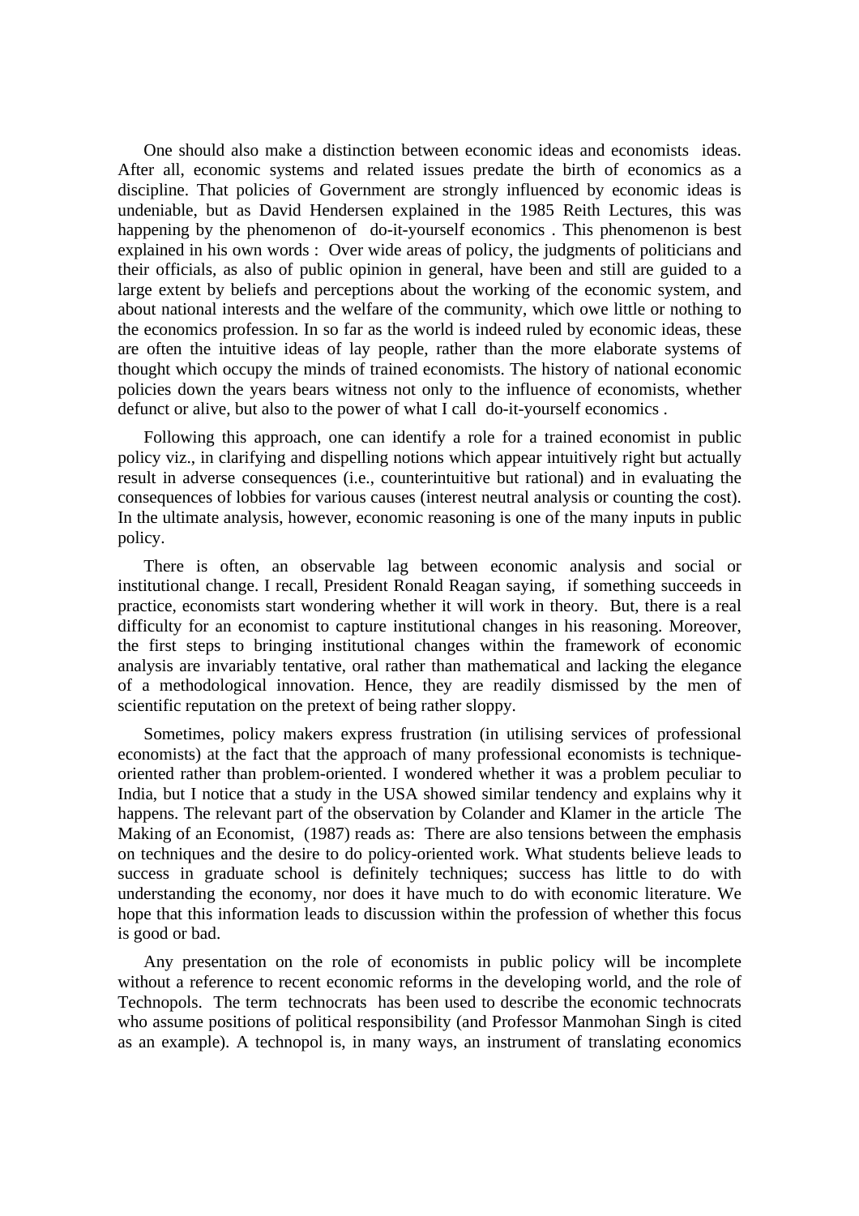One should also make a distinction between economic ideas and economists  ideas. After all, economic systems and related issues predate the birth of economics as a discipline. That policies of Government are strongly influenced by economic ideas is undeniable, but as David Hendersen explained in the 1985 Reith Lectures, this was happening by the phenomenon of  do-it-yourself economics . This phenomenon is best explained in his own words :  Over wide areas of policy, the judgments of politicians and their officials, as also of public opinion in general, have been and still are guided to a large extent by beliefs and perceptions about the working of the economic system, and about national interests and the welfare of the community, which owe little or nothing to the economics profession. In so far as the world is indeed ruled by economic ideas, these are often the intuitive ideas of lay people, rather than the more elaborate systems of thought which occupy the minds of trained economists. The history of national economic policies down the years bears witness not only to the influence of economists, whether defunct or alive, but also to the power of what I call  do-it-yourself economics .

Following this approach, one can identify a role for a trained economist in public policy viz., in clarifying and dispelling notions which appear intuitively right but actually result in adverse consequences (i.e., counterintuitive but rational) and in evaluating the consequences of lobbies for various causes (interest neutral analysis or counting the cost). In the ultimate analysis, however, economic reasoning is one of the many inputs in public policy.

There is often, an observable lag between economic analysis and social or institutional change. I recall, President Ronald Reagan saying,  if something succeeds in practice, economists start wondering whether it will work in theory.  But, there is a real difficulty for an economist to capture institutional changes in his reasoning. Moreover, the first steps to bringing institutional changes within the framework of economic analysis are invariably tentative, oral rather than mathematical and lacking the elegance of a methodological innovation. Hence, they are readily dismissed by the men of scientific reputation on the pretext of being rather sloppy.

Sometimes, policy makers express frustration (in utilising services of professional economists) at the fact that the approach of many professional economists is technique-oriented rather than problem-oriented. I wondered whether it was a problem peculiar to India, but I notice that a study in the USA showed similar tendency and explains why it happens. The relevant part of the observation by Colander and Klamer in the article  The Making of an Economist,  (1987) reads as:  There are also tensions between the emphasis on techniques and the desire to do policy-oriented work. What students believe leads to success in graduate school is definitely techniques; success has little to do with understanding the economy, nor does it have much to do with economic literature. We hope that this information leads to discussion within the profession of whether this focus is good or bad.

Any presentation on the role of economists in public policy will be incomplete without a reference to recent economic reforms in the developing world, and the role of Technopols.  The term  technocrats  has been used to describe the economic technocrats who assume positions of political responsibility (and Professor Manmohan Singh is cited as an example). A technopol is, in many ways, an instrument of translating economics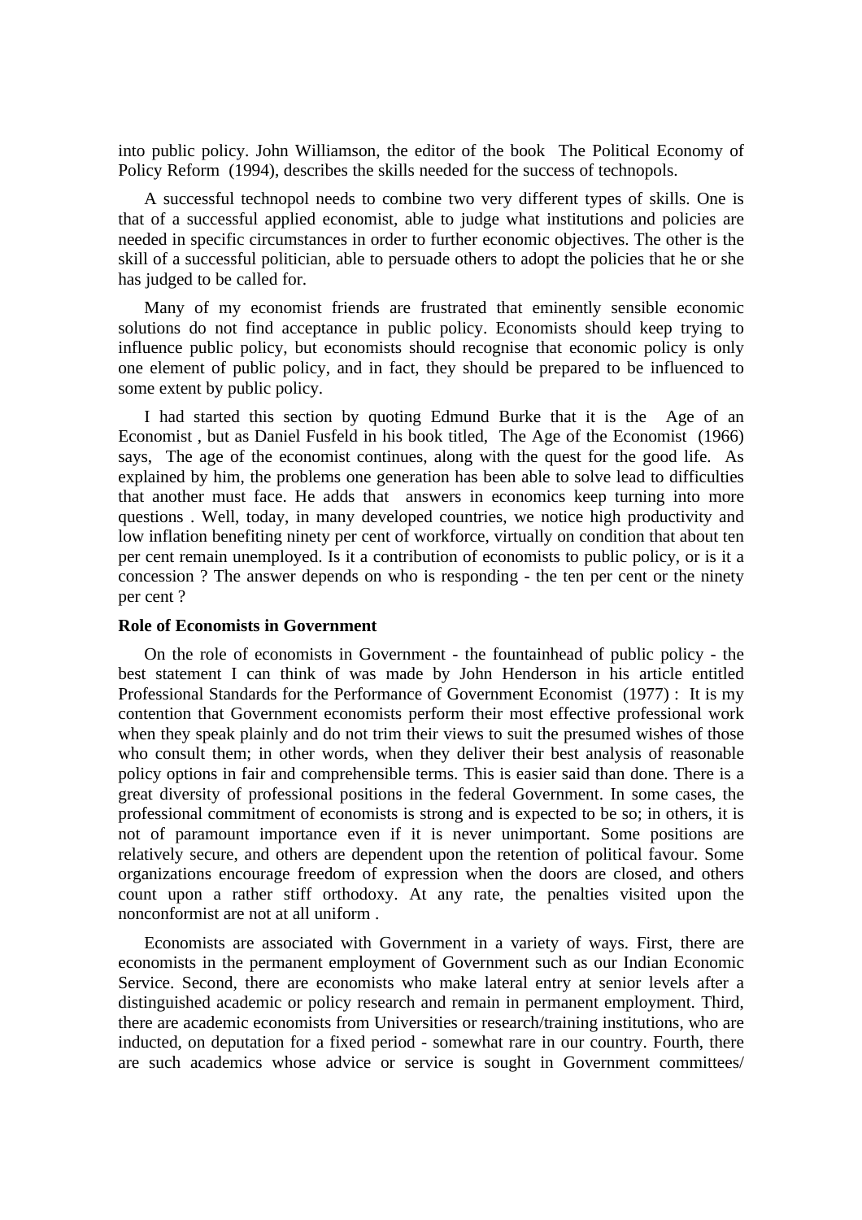into public policy. John Williamson, the editor of the book The Political Economy of Policy Reform (1994), describes the skills needed for the success of technopols.

A successful technopol needs to combine two very different types of skills. One is that of a successful applied economist, able to judge what institutions and policies are needed in specific circumstances in order to further economic objectives. The other is the skill of a successful politician, able to persuade others to adopt the policies that he or she has judged to be called for.

Many of my economist friends are frustrated that eminently sensible economic solutions do not find acceptance in public policy. Economists should keep trying to influence public policy, but economists should recognise that economic policy is only one element of public policy, and in fact, they should be prepared to be influenced to some extent by public policy.

I had started this section by quoting Edmund Burke that it is the Age of an Economist , but as Daniel Fusfeld in his book titled, The Age of the Economist (1966) says, The age of the economist continues, along with the quest for the good life. As explained by him, the problems one generation has been able to solve lead to difficulties that another must face. He adds that answers in economics keep turning into more questions . Well, today, in many developed countries, we notice high productivity and low inflation benefiting ninety per cent of workforce, virtually on condition that about ten per cent remain unemployed. Is it a contribution of economists to public policy, or is it a concession ? The answer depends on who is responding - the ten per cent or the ninety per cent ?

**Role of Economists in Government**

On the role of economists in Government - the fountainhead of public policy - the best statement I can think of was made by John Henderson in his article entitled Professional Standards for the Performance of Government Economist (1977) : It is my contention that Government economists perform their most effective professional work when they speak plainly and do not trim their views to suit the presumed wishes of those who consult them; in other words, when they deliver their best analysis of reasonable policy options in fair and comprehensible terms. This is easier said than done. There is a great diversity of professional positions in the federal Government. In some cases, the professional commitment of economists is strong and is expected to be so; in others, it is not of paramount importance even if it is never unimportant. Some positions are relatively secure, and others are dependent upon the retention of political favour. Some organizations encourage freedom of expression when the doors are closed, and others count upon a rather stiff orthodoxy. At any rate, the penalties visited upon the nonconformist are not at all uniform .

Economists are associated with Government in a variety of ways. First, there are economists in the permanent employment of Government such as our Indian Economic Service. Second, there are economists who make lateral entry at senior levels after a distinguished academic or policy research and remain in permanent employment. Third, there are academic economists from Universities or research/training institutions, who are inducted, on deputation for a fixed period - somewhat rare in our country. Fourth, there are such academics whose advice or service is sought in Government committees/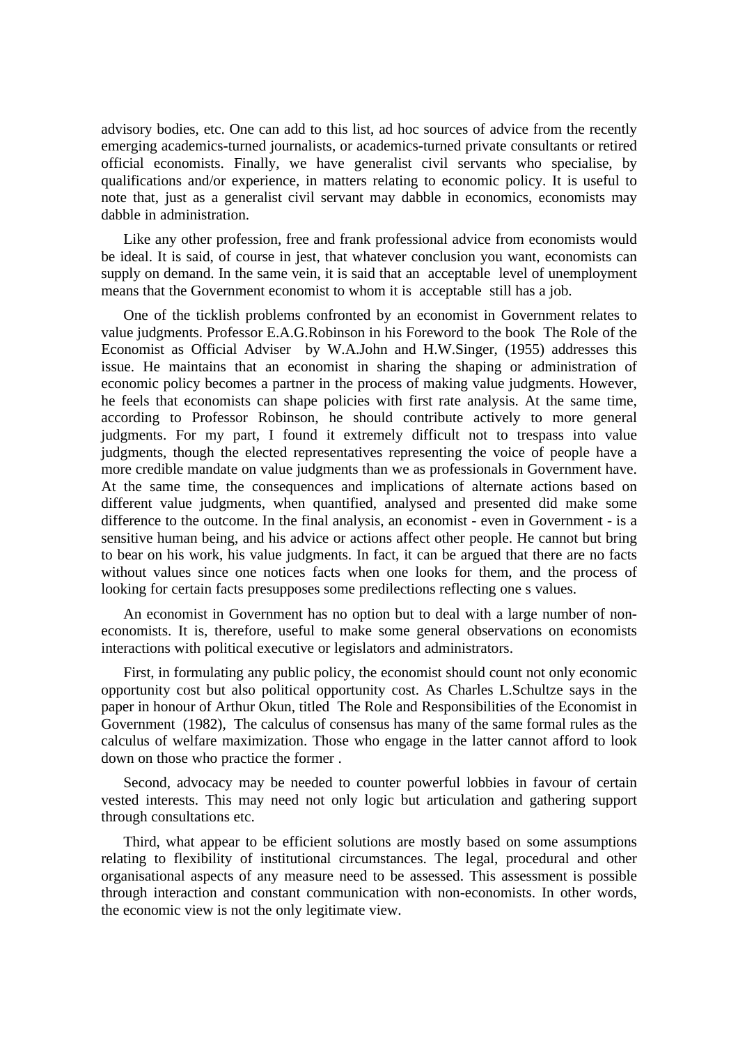advisory bodies, etc. One can add to this list, ad hoc sources of advice from the recently emerging academics-turned journalists, or academics-turned private consultants or retired official economists. Finally, we have generalist civil servants who specialise, by qualifications and/or experience, in matters relating to economic policy. It is useful to note that, just as a generalist civil servant may dabble in economics, economists may dabble in administration.

Like any other profession, free and frank professional advice from economists would be ideal. It is said, of course in jest, that whatever conclusion you want, economists can supply on demand. In the same vein, it is said that an acceptable level of unemployment means that the Government economist to whom it is acceptable still has a job.

One of the ticklish problems confronted by an economist in Government relates to value judgments. Professor E.A.G.Robinson in his Foreword to the book The Role of the Economist as Official Adviser by W.A.John and H.W.Singer, (1955) addresses this issue. He maintains that an economist in sharing the shaping or administration of economic policy becomes a partner in the process of making value judgments. However, he feels that economists can shape policies with first rate analysis. At the same time, according to Professor Robinson, he should contribute actively to more general judgments. For my part, I found it extremely difficult not to trespass into value judgments, though the elected representatives representing the voice of people have a more credible mandate on value judgments than we as professionals in Government have. At the same time, the consequences and implications of alternate actions based on different value judgments, when quantified, analysed and presented did make some difference to the outcome. In the final analysis, an economist - even in Government - is a sensitive human being, and his advice or actions affect other people. He cannot but bring to bear on his work, his value judgments. In fact, it can be argued that there are no facts without values since one notices facts when one looks for them, and the process of looking for certain facts presupposes some predilections reflecting one s values.

An economist in Government has no option but to deal with a large number of non-economists. It is, therefore, useful to make some general observations on economists interactions with political executive or legislators and administrators.

First, in formulating any public policy, the economist should count not only economic opportunity cost but also political opportunity cost. As Charles L.Schultze says in the paper in honour of Arthur Okun, titled The Role and Responsibilities of the Economist in Government (1982), The calculus of consensus has many of the same formal rules as the calculus of welfare maximization. Those who engage in the latter cannot afford to look down on those who practice the former .

Second, advocacy may be needed to counter powerful lobbies in favour of certain vested interests. This may need not only logic but articulation and gathering support through consultations etc.

Third, what appear to be efficient solutions are mostly based on some assumptions relating to flexibility of institutional circumstances. The legal, procedural and other organisational aspects of any measure need to be assessed. This assessment is possible through interaction and constant communication with non-economists. In other words, the economic view is not the only legitimate view.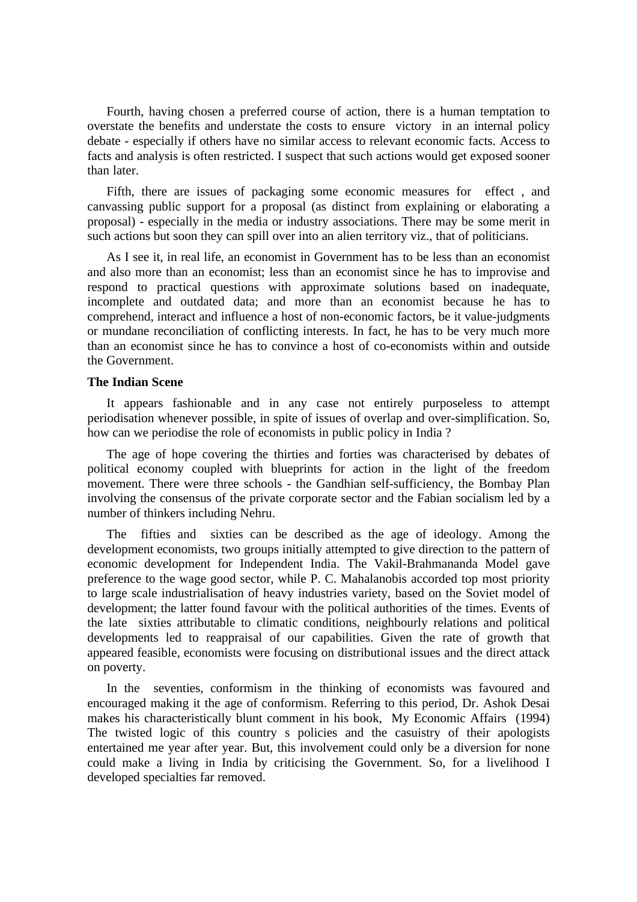Fourth, having chosen a preferred course of action, there is a human temptation to overstate the benefits and understate the costs to ensure victory in an internal policy debate - especially if others have no similar access to relevant economic facts. Access to facts and analysis is often restricted. I suspect that such actions would get exposed sooner than later.

Fifth, there are issues of packaging some economic measures for effect , and canvassing public support for a proposal (as distinct from explaining or elaborating a proposal) - especially in the media or industry associations. There may be some merit in such actions but soon they can spill over into an alien territory viz., that of politicians.

As I see it, in real life, an economist in Government has to be less than an economist and also more than an economist; less than an economist since he has to improvise and respond to practical questions with approximate solutions based on inadequate, incomplete and outdated data; and more than an economist because he has to comprehend, interact and influence a host of non-economic factors, be it value-judgments or mundane reconciliation of conflicting interests. In fact, he has to be very much more than an economist since he has to convince a host of co-economists within and outside the Government.

**The Indian Scene**

It appears fashionable and in any case not entirely purposeless to attempt periodisation whenever possible, in spite of issues of overlap and over-simplification. So, how can we periodise the role of economists in public policy in India ?

The age of hope covering the thirties and forties was characterised by debates of political economy coupled with blueprints for action in the light of the freedom movement. There were three schools - the Gandhian self-sufficiency, the Bombay Plan involving the consensus of the private corporate sector and the Fabian socialism led by a number of thinkers including Nehru.

The fifties and sixties can be described as the age of ideology. Among the development economists, two groups initially attempted to give direction to the pattern of economic development for Independent India. The Vakil-Brahmananda Model gave preference to the wage good sector, while P. C. Mahalanobis accorded top most priority to large scale industrialisation of heavy industries variety, based on the Soviet model of development; the latter found favour with the political authorities of the times. Events of the late sixties attributable to climatic conditions, neighbourly relations and political developments led to reappraisal of our capabilities. Given the rate of growth that appeared feasible, economists were focusing on distributional issues and the direct attack on poverty.

In the seventies, conformism in the thinking of economists was favoured and encouraged making it the age of conformism. Referring to this period, Dr. Ashok Desai makes his characteristically blunt comment in his book, My Economic Affairs (1994) The twisted logic of this country s policies and the casuistry of their apologists entertained me year after year. But, this involvement could only be a diversion for none could make a living in India by criticising the Government. So, for a livelihood I developed specialties far removed.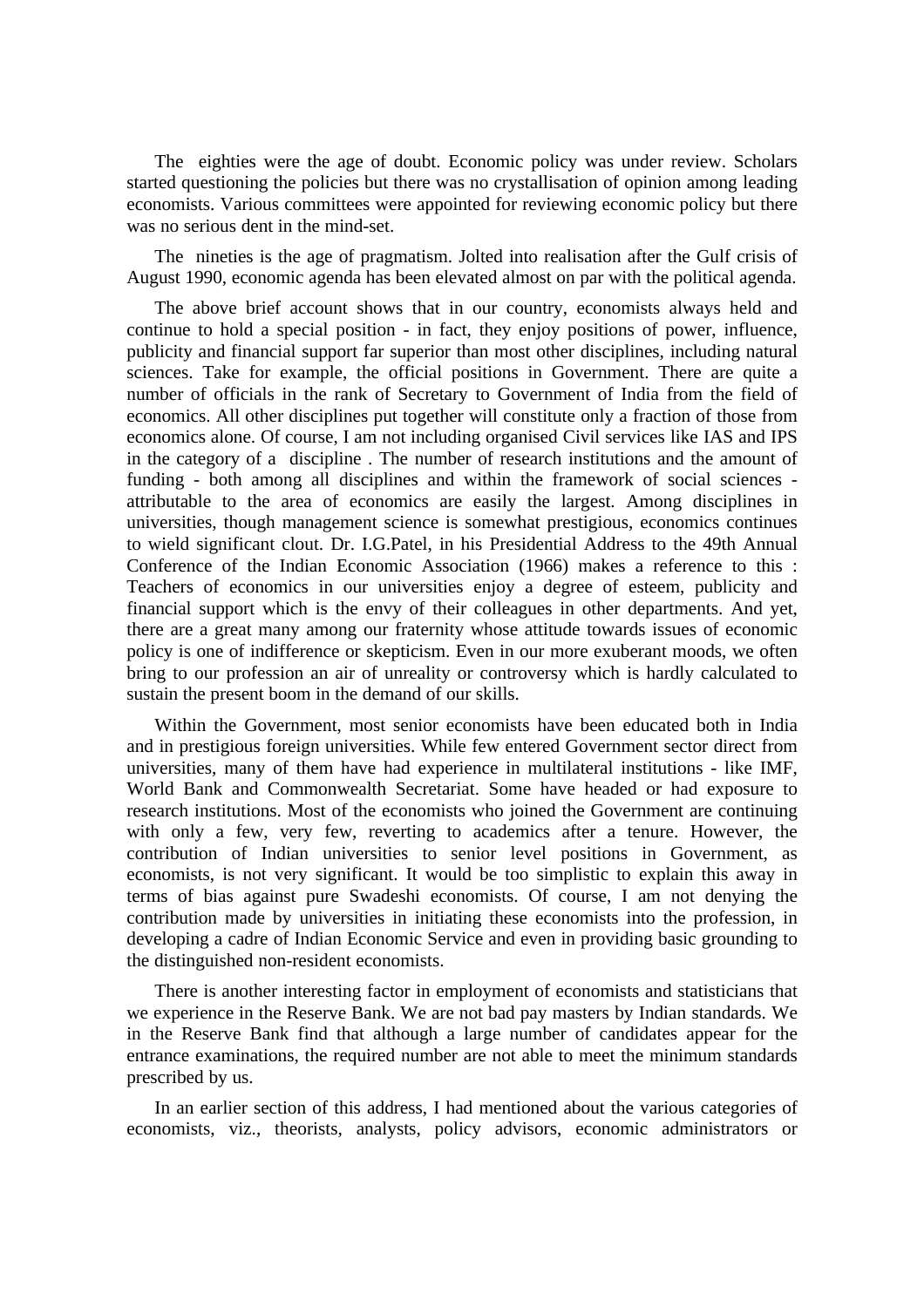The eighties were the age of doubt. Economic policy was under review. Scholars started questioning the policies but there was no crystallisation of opinion among leading economists. Various committees were appointed for reviewing economic policy but there was no serious dent in the mind-set.

The nineties is the age of pragmatism. Jolted into realisation after the Gulf crisis of August 1990, economic agenda has been elevated almost on par with the political agenda.

The above brief account shows that in our country, economists always held and continue to hold a special position - in fact, they enjoy positions of power, influence, publicity and financial support far superior than most other disciplines, including natural sciences. Take for example, the official positions in Government. There are quite a number of officials in the rank of Secretary to Government of India from the field of economics. All other disciplines put together will constitute only a fraction of those from economics alone. Of course, I am not including organised Civil services like IAS and IPS in the category of a discipline . The number of research institutions and the amount of funding - both among all disciplines and within the framework of social sciences - attributable to the area of economics are easily the largest. Among disciplines in universities, though management science is somewhat prestigious, economics continues to wield significant clout. Dr. I.G.Patel, in his Presidential Address to the 49th Annual Conference of the Indian Economic Association (1966) makes a reference to this : Teachers of economics in our universities enjoy a degree of esteem, publicity and financial support which is the envy of their colleagues in other departments. And yet, there are a great many among our fraternity whose attitude towards issues of economic policy is one of indifference or skepticism. Even in our more exuberant moods, we often bring to our profession an air of unreality or controversy which is hardly calculated to sustain the present boom in the demand of our skills.

Within the Government, most senior economists have been educated both in India and in prestigious foreign universities. While few entered Government sector direct from universities, many of them have had experience in multilateral institutions - like IMF, World Bank and Commonwealth Secretariat. Some have headed or had exposure to research institutions. Most of the economists who joined the Government are continuing with only a few, very few, reverting to academics after a tenure. However, the contribution of Indian universities to senior level positions in Government, as economists, is not very significant. It would be too simplistic to explain this away in terms of bias against pure Swadeshi economists. Of course, I am not denying the contribution made by universities in initiating these economists into the profession, in developing a cadre of Indian Economic Service and even in providing basic grounding to the distinguished non-resident economists.

There is another interesting factor in employment of economists and statisticians that we experience in the Reserve Bank. We are not bad pay masters by Indian standards. We in the Reserve Bank find that although a large number of candidates appear for the entrance examinations, the required number are not able to meet the minimum standards prescribed by us.

In an earlier section of this address, I had mentioned about the various categories of economists, viz., theorists, analysts, policy advisors, economic administrators or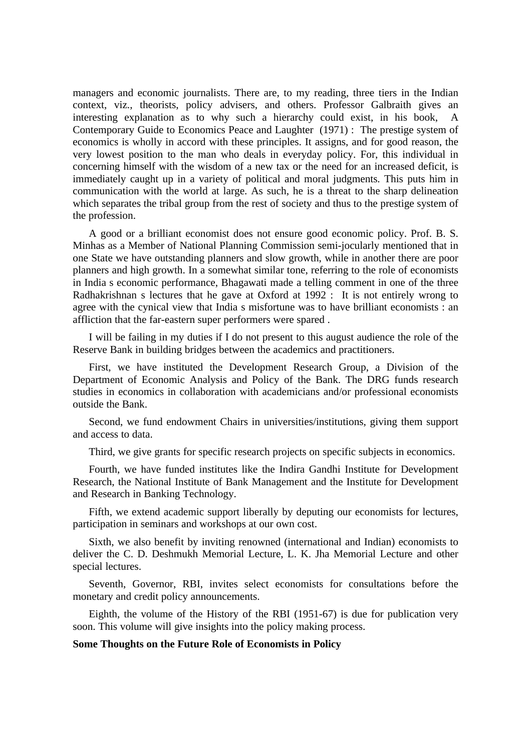managers and economic journalists. There are, to my reading, three tiers in the Indian context, viz., theorists, policy advisers, and others. Professor Galbraith gives an interesting explanation as to why such a hierarchy could exist, in his book, A Contemporary Guide to Economics Peace and Laughter (1971) : The prestige system of economics is wholly in accord with these principles. It assigns, and for good reason, the very lowest position to the man who deals in everyday policy. For, this individual in concerning himself with the wisdom of a new tax or the need for an increased deficit, is immediately caught up in a variety of political and moral judgments. This puts him in communication with the world at large. As such, he is a threat to the sharp delineation which separates the tribal group from the rest of society and thus to the prestige system of the profession.

A good or a brilliant economist does not ensure good economic policy. Prof. B. S. Minhas as a Member of National Planning Commission semi-jocularly mentioned that in one State we have outstanding planners and slow growth, while in another there are poor planners and high growth. In a somewhat similar tone, referring to the role of economists in India s economic performance, Bhagawati made a telling comment in one of the three Radhakrishnan s lectures that he gave at Oxford at 1992 : It is not entirely wrong to agree with the cynical view that India s misfortune was to have brilliant economists : an affliction that the far-eastern super performers were spared .

I will be failing in my duties if I do not present to this august audience the role of the Reserve Bank in building bridges between the academics and practitioners.

First, we have instituted the Development Research Group, a Division of the Department of Economic Analysis and Policy of the Bank. The DRG funds research studies in economics in collaboration with academicians and/or professional economists outside the Bank.

Second, we fund endowment Chairs in universities/institutions, giving them support and access to data.

Third, we give grants for specific research projects on specific subjects in economics.

Fourth, we have funded institutes like the Indira Gandhi Institute for Development Research, the National Institute of Bank Management and the Institute for Development and Research in Banking Technology.

Fifth, we extend academic support liberally by deputing our economists for lectures, participation in seminars and workshops at our own cost.

Sixth, we also benefit by inviting renowned (international and Indian) economists to deliver the C. D. Deshmukh Memorial Lecture, L. K. Jha Memorial Lecture and other special lectures.

Seventh, Governor, RBI, invites select economists for consultations before the monetary and credit policy announcements.

Eighth, the volume of the History of the RBI (1951-67) is due for publication very soon. This volume will give insights into the policy making process.

**Some Thoughts on the Future Role of Economists in Policy**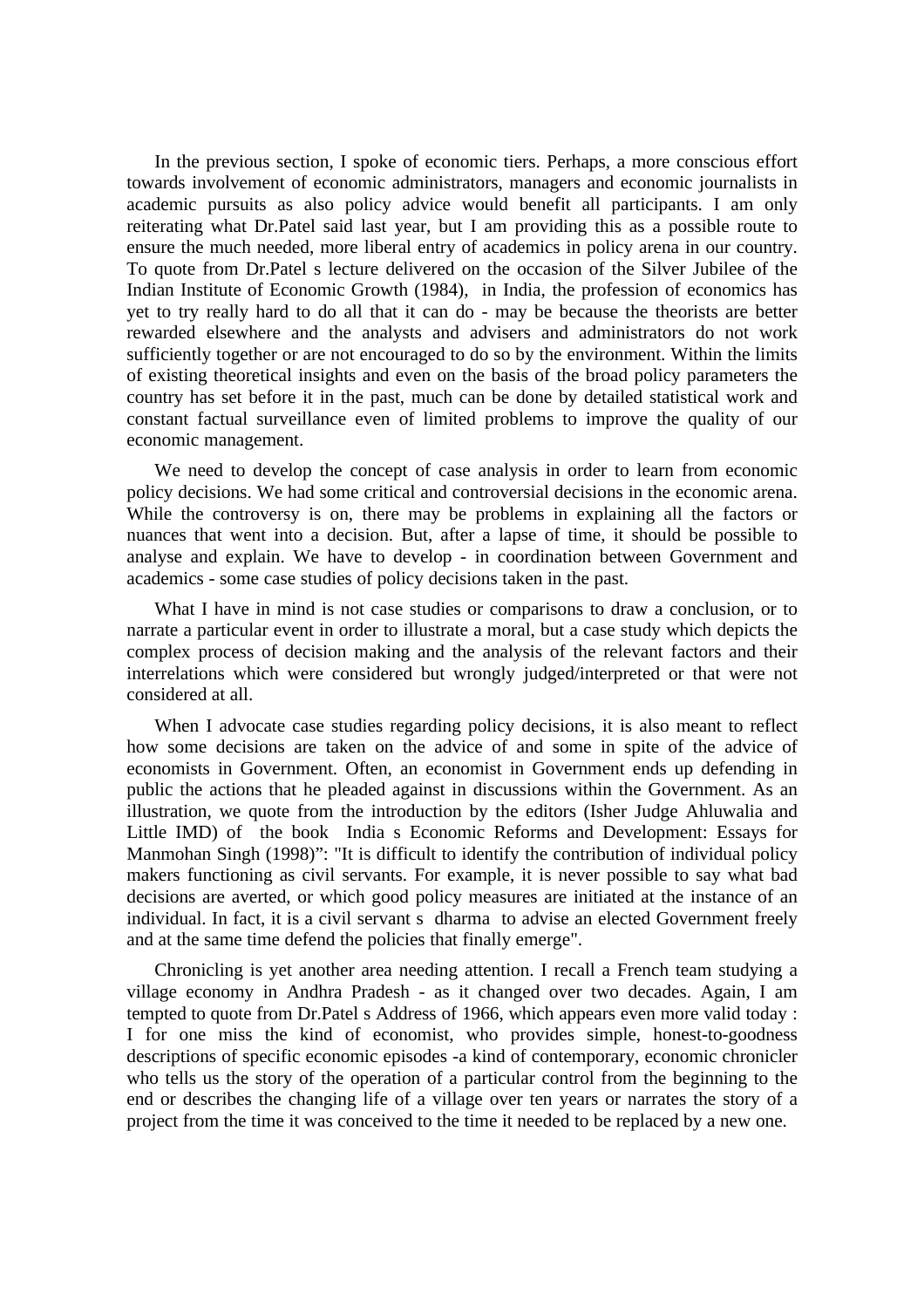In the previous section, I spoke of economic tiers. Perhaps, a more conscious effort towards involvement of economic administrators, managers and economic journalists in academic pursuits as also policy advice would benefit all participants. I am only reiterating what Dr.Patel said last year, but I am providing this as a possible route to ensure the much needed, more liberal entry of academics in policy arena in our country. To quote from Dr.Patel s lecture delivered on the occasion of the Silver Jubilee of the Indian Institute of Economic Growth (1984),  in India, the profession of economics has yet to try really hard to do all that it can do - may be because the theorists are better rewarded elsewhere and the analysts and advisers and administrators do not work sufficiently together or are not encouraged to do so by the environment. Within the limits of existing theoretical insights and even on the basis of the broad policy parameters the country has set before it in the past, much can be done by detailed statistical work and constant factual surveillance even of limited problems to improve the quality of our economic management.

We need to develop the concept of case analysis in order to learn from economic policy decisions. We had some critical and controversial decisions in the economic arena. While the controversy is on, there may be problems in explaining all the factors or nuances that went into a decision. But, after a lapse of time, it should be possible to analyse and explain. We have to develop - in coordination between Government and academics - some case studies of policy decisions taken in the past.

What I have in mind is not case studies or comparisons to draw a conclusion, or to narrate a particular event in order to illustrate a moral, but a case study which depicts the complex process of decision making and the analysis of the relevant factors and their interrelations which were considered but wrongly judged/interpreted or that were not considered at all.

When I advocate case studies regarding policy decisions, it is also meant to reflect how some decisions are taken on the advice of and some in spite of the advice of economists in Government. Often, an economist in Government ends up defending in public the actions that he pleaded against in discussions within the Government. As an illustration, we quote from the introduction by the editors (Isher Judge Ahluwalia and Little IMD) of  the book  India s Economic Reforms and Development: Essays for Manmohan Singh (1998)": "It is difficult to identify the contribution of individual policy makers functioning as civil servants. For example, it is never possible to say what bad decisions are averted, or which good policy measures are initiated at the instance of an individual. In fact, it is a civil servant s  dharma  to advise an elected Government freely and at the same time defend the policies that finally emerge".

Chronicling is yet another area needing attention. I recall a French team studying a village economy in Andhra Pradesh - as it changed over two decades. Again, I am tempted to quote from Dr.Patel s Address of 1966, which appears even more valid today : I for one miss the kind of economist, who provides simple, honest-to-goodness descriptions of specific economic episodes -a kind of contemporary, economic chronicler who tells us the story of the operation of a particular control from the beginning to the end or describes the changing life of a village over ten years or narrates the story of a project from the time it was conceived to the time it needed to be replaced by a new one.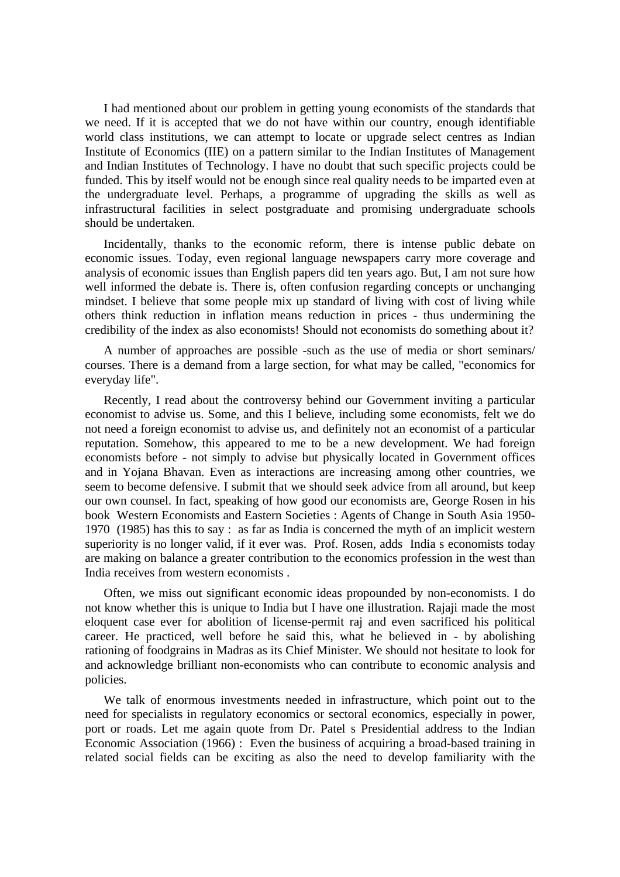I had mentioned about our problem in getting young economists of the standards that we need. If it is accepted that we do not have within our country, enough identifiable world class institutions, we can attempt to locate or upgrade select centres as Indian Institute of Economics (IIE) on a pattern similar to the Indian Institutes of Management and Indian Institutes of Technology. I have no doubt that such specific projects could be funded. This by itself would not be enough since real quality needs to be imparted even at the undergraduate level. Perhaps, a programme of upgrading the skills as well as infrastructural facilities in select postgraduate and promising undergraduate schools should be undertaken.

Incidentally, thanks to the economic reform, there is intense public debate on economic issues. Today, even regional language newspapers carry more coverage and analysis of economic issues than English papers did ten years ago. But, I am not sure how well informed the debate is. There is, often confusion regarding concepts or unchanging mindset. I believe that some people mix up standard of living with cost of living while others think reduction in inflation means reduction in prices - thus undermining the credibility of the index as also economists! Should not economists do something about it?

A number of approaches are possible -such as the use of media or short seminars/ courses. There is a demand from a large section, for what may be called, "economics for everyday life".

Recently, I read about the controversy behind our Government inviting a particular economist to advise us. Some, and this I believe, including some economists, felt we do not need a foreign economist to advise us, and definitely not an economist of a particular reputation. Somehow, this appeared to me to be a new development. We had foreign economists before - not simply to advise but physically located in Government offices and in Yojana Bhavan. Even as interactions are increasing among other countries, we seem to become defensive. I submit that we should seek advice from all around, but keep our own counsel. In fact, speaking of how good our economists are, George Rosen in his book Western Economists and Eastern Societies : Agents of Change in South Asia 1950-1970 (1985) has this to say : as far as India is concerned the myth of an implicit western superiority is no longer valid, if it ever was. Prof. Rosen, adds India s economists today are making on balance a greater contribution to the economics profession in the west than India receives from western economists .

Often, we miss out significant economic ideas propounded by non-economists. I do not know whether this is unique to India but I have one illustration. Rajaji made the most eloquent case ever for abolition of license-permit raj and even sacrificed his political career. He practiced, well before he said this, what he believed in - by abolishing rationing of foodgrains in Madras as its Chief Minister. We should not hesitate to look for and acknowledge brilliant non-economists who can contribute to economic analysis and policies.

We talk of enormous investments needed in infrastructure, which point out to the need for specialists in regulatory economics or sectoral economics, especially in power, port or roads. Let me again quote from Dr. Patel s Presidential address to the Indian Economic Association (1966) : Even the business of acquiring a broad-based training in related social fields can be exciting as also the need to develop familiarity with the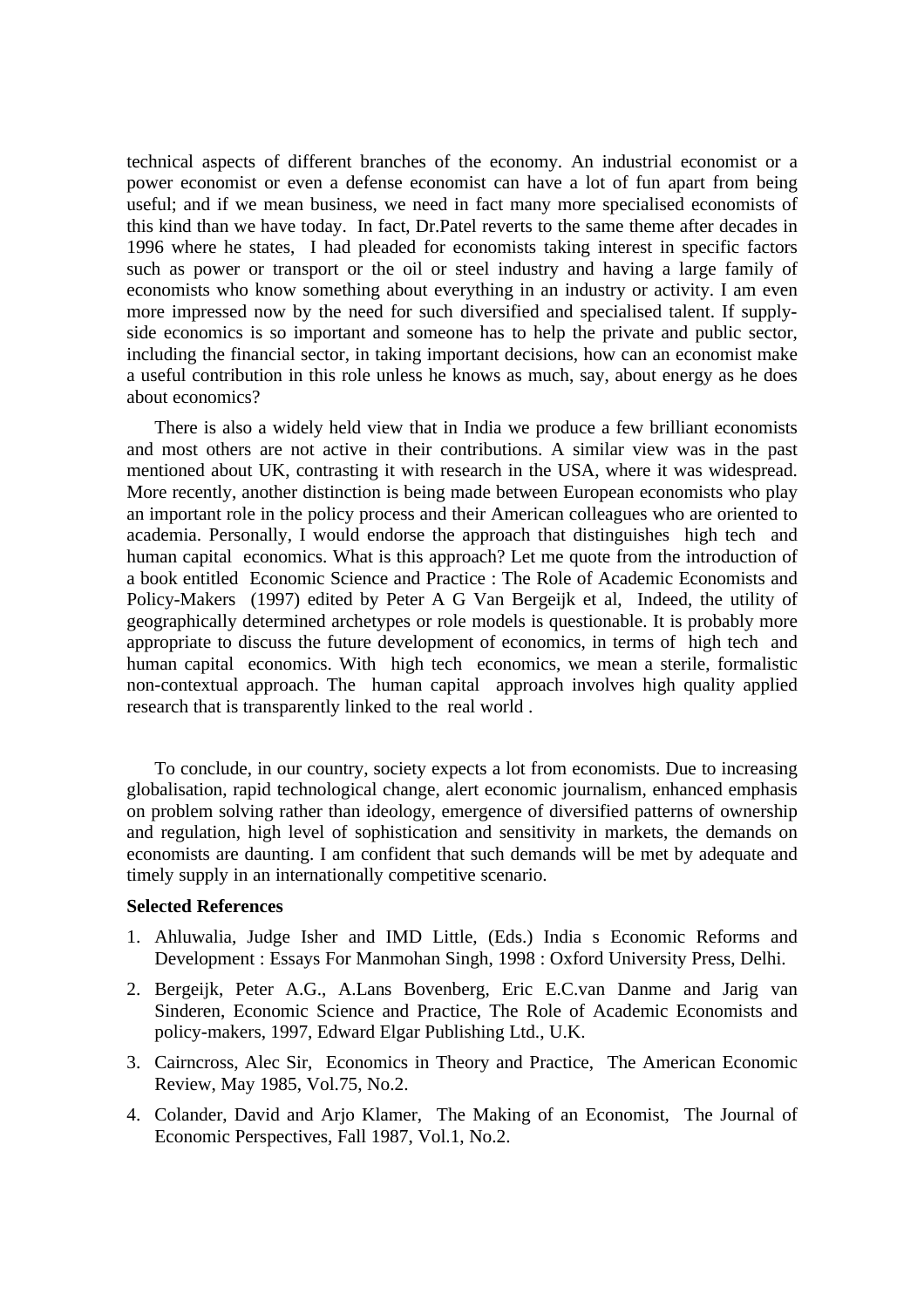technical aspects of different branches of the economy. An industrial economist or a power economist or even a defense economist can have a lot of fun apart from being useful; and if we mean business, we need in fact many more specialised economists of this kind than we have today. In fact, Dr.Patel reverts to the same theme after decades in 1996 where he states, I had pleaded for economists taking interest in specific factors such as power or transport or the oil or steel industry and having a large family of economists who know something about everything in an industry or activity. I am even more impressed now by the need for such diversified and specialised talent. If supply-side economics is so important and someone has to help the private and public sector, including the financial sector, in taking important decisions, how can an economist make a useful contribution in this role unless he knows as much, say, about energy as he does about economics?

There is also a widely held view that in India we produce a few brilliant economists and most others are not active in their contributions. A similar view was in the past mentioned about UK, contrasting it with research in the USA, where it was widespread. More recently, another distinction is being made between European economists who play an important role in the policy process and their American colleagues who are oriented to academia. Personally, I would endorse the approach that distinguishes high tech and human capital economics. What is this approach? Let me quote from the introduction of a book entitled Economic Science and Practice : The Role of Academic Economists and Policy-Makers (1997) edited by Peter A G Van Bergeijk et al, Indeed, the utility of geographically determined archetypes or role models is questionable. It is probably more appropriate to discuss the future development of economics, in terms of high tech and human capital economics. With high tech economics, we mean a sterile, formalistic non-contextual approach. The human capital approach involves high quality applied research that is transparently linked to the real world .

To conclude, in our country, society expects a lot from economists. Due to increasing globalisation, rapid technological change, alert economic journalism, enhanced emphasis on problem solving rather than ideology, emergence of diversified patterns of ownership and regulation, high level of sophistication and sensitivity in markets, the demands on economists are daunting. I am confident that such demands will be met by adequate and timely supply in an internationally competitive scenario.

**Selected References**

1. Ahluwalia, Judge Isher and IMD Little, (Eds.) India s Economic Reforms and Development : Essays For Manmohan Singh, 1998 : Oxford University Press, Delhi.
2. Bergeijk, Peter A.G., A.Lans Bovenberg, Eric E.C.van Danme and Jarig van Sinderen, Economic Science and Practice, The Role of Academic Economists and policy-makers, 1997, Edward Elgar Publishing Ltd., U.K.
3. Cairncross, Alec Sir, Economics in Theory and Practice, The American Economic Review, May 1985, Vol.75, No.2.
4. Colander, David and Arjo Klamer, The Making of an Economist, The Journal of Economic Perspectives, Fall 1987, Vol.1, No.2.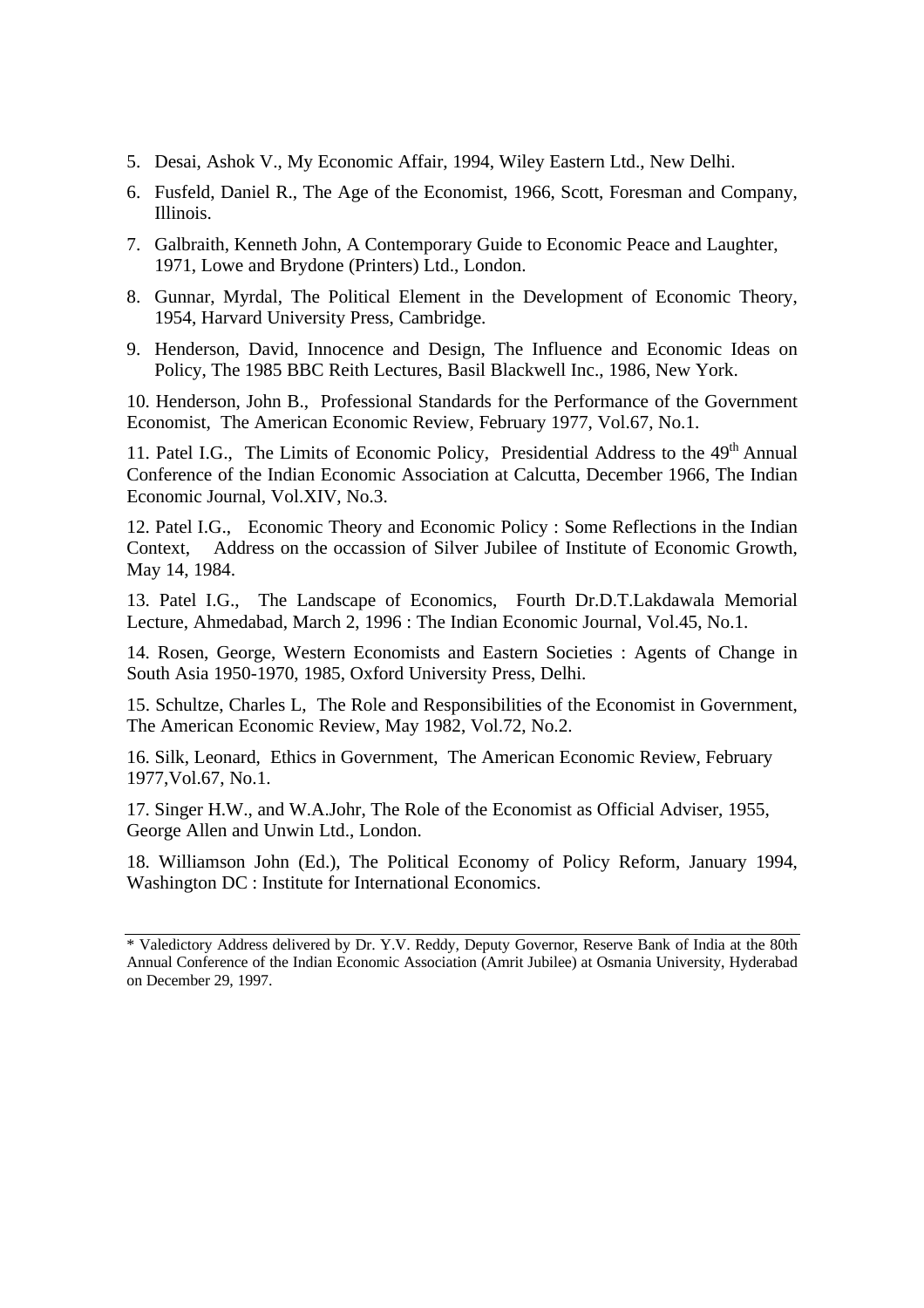5. Desai, Ashok V., My Economic Affair, 1994, Wiley Eastern Ltd., New Delhi.

6. Fusfeld, Daniel R., The Age of the Economist, 1966, Scott, Foresman and Company, Illinois.

7. Galbraith, Kenneth John, A Contemporary Guide to Economic Peace and Laughter, 1971, Lowe and Brydone (Printers) Ltd., London.

8. Gunnar, Myrdal, The Political Element in the Development of Economic Theory, 1954, Harvard University Press, Cambridge.

9. Henderson, David, Innocence and Design, The Influence and Economic Ideas on Policy, The 1985 BBC Reith Lectures, Basil Blackwell Inc., 1986, New York.

10. Henderson, John B., Professional Standards for the Performance of the Government Economist, The American Economic Review, February 1977, Vol.67, No.1.

11. Patel I.G., The Limits of Economic Policy, Presidential Address to the 49th Annual Conference of the Indian Economic Association at Calcutta, December 1966, The Indian Economic Journal, Vol.XIV, No.3.

12. Patel I.G., Economic Theory and Economic Policy : Some Reflections in the Indian Context, Address on the occassion of Silver Jubilee of Institute of Economic Growth, May 14, 1984.

13. Patel I.G., The Landscape of Economics, Fourth Dr.D.T.Lakdawala Memorial Lecture, Ahmedabad, March 2, 1996 : The Indian Economic Journal, Vol.45, No.1.

14. Rosen, George, Western Economists and Eastern Societies : Agents of Change in South Asia 1950-1970, 1985, Oxford University Press, Delhi.

15. Schultze, Charles L, The Role and Responsibilities of the Economist in Government, The American Economic Review, May 1982, Vol.72, No.2.

16. Silk, Leonard, Ethics in Government, The American Economic Review, February 1977,Vol.67, No.1.

17. Singer H.W., and W.A.Johr, The Role of the Economist as Official Adviser, 1955, George Allen and Unwin Ltd., London.

18. Williamson John (Ed.), The Political Economy of Policy Reform, January 1994, Washington DC : Institute for International Economics.

---

* Valedictory Address delivered by Dr. Y.V. Reddy, Deputy Governor, Reserve Bank of India at the 80th Annual Conference of the Indian Economic Association (Amrit Jubilee) at Osmania University, Hyderabad on December 29, 1997.